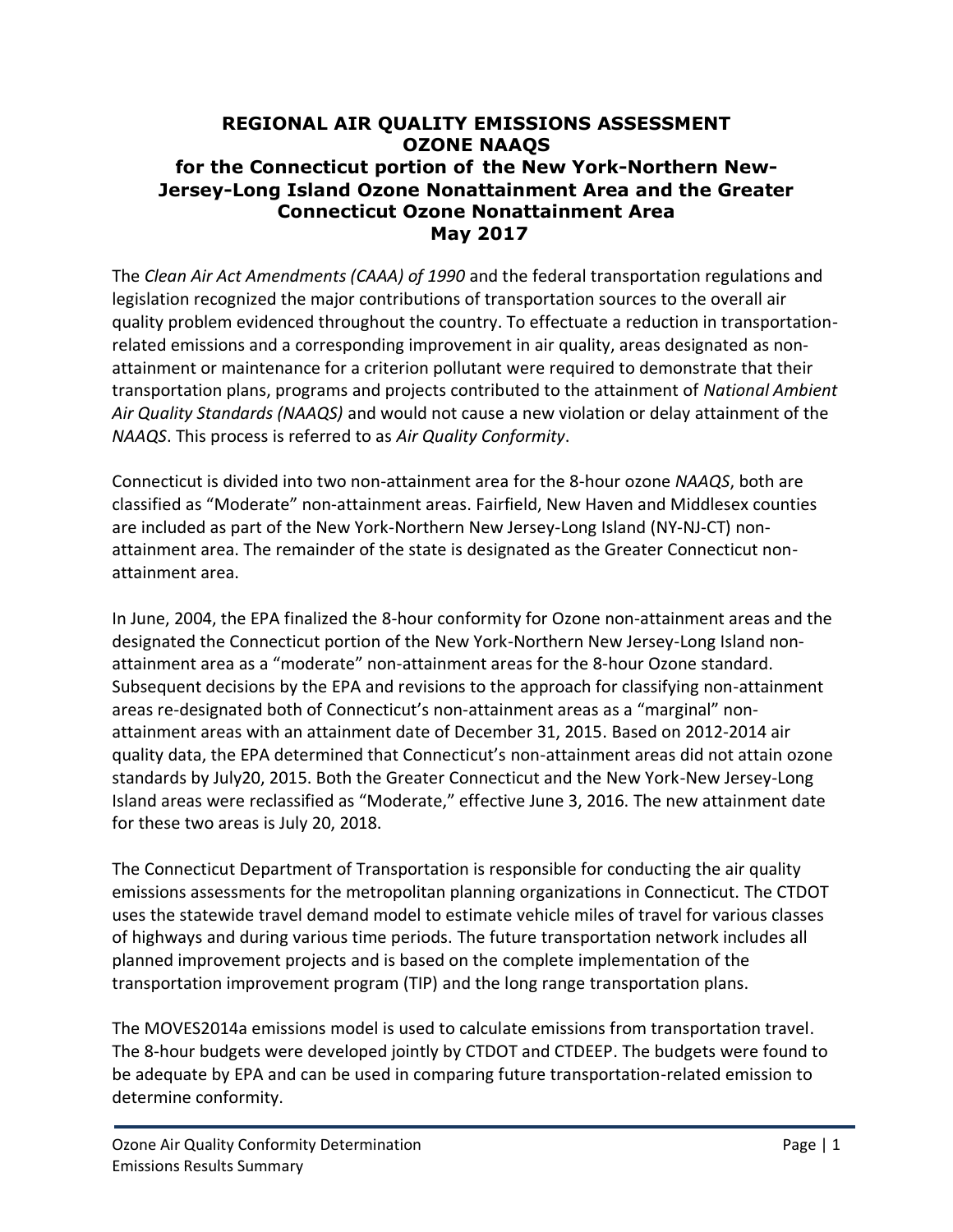# REGIONAL AIR QUALITY EMISSIONS ASSESSMENT
# OZONE NAAQS
## for the Connecticut portion of the New York-Northern New-Jersey-Long Island Ozone Nonattainment Area and the Greater Connecticut Ozone Nonattainment Area
## May 2017

The *Clean Air Act Amendments (CAAA) of 1990* and the federal transportation regulations and legislation recognized the major contributions of transportation sources to the overall air quality problem evidenced throughout the country. To effectuate a reduction in transportation-related emissions and a corresponding improvement in air quality, areas designated as non-attainment or maintenance for a criterion pollutant were required to demonstrate that their transportation plans, programs and projects contributed to the attainment of *National Ambient Air Quality Standards (NAAQS)* and would not cause a new violation or delay attainment of the *NAAQS*. This process is referred to as *Air Quality Conformity*.

Connecticut is divided into two non-attainment area for the 8-hour ozone *NAAQS*, both are classified as "Moderate" non-attainment areas. Fairfield, New Haven and Middlesex counties are included as part of the New York-Northern New Jersey-Long Island (NY-NJ-CT) non-attainment area. The remainder of the state is designated as the Greater Connecticut non-attainment area.

In June, 2004, the EPA finalized the 8-hour conformity for Ozone non-attainment areas and the designated the Connecticut portion of the New York-Northern New Jersey-Long Island non-attainment area as a "moderate" non-attainment areas for the 8-hour Ozone standard. Subsequent decisions by the EPA and revisions to the approach for classifying non-attainment areas re-designated both of Connecticut's non-attainment areas as a "marginal" non-attainment areas with an attainment date of December 31, 2015. Based on 2012-2014 air quality data, the EPA determined that Connecticut's non-attainment areas did not attain ozone standards by July20, 2015. Both the Greater Connecticut and the New York-New Jersey-Long Island areas were reclassified as "Moderate," effective June 3, 2016. The new attainment date for these two areas is July 20, 2018.

The Connecticut Department of Transportation is responsible for conducting the air quality emissions assessments for the metropolitan planning organizations in Connecticut. The CTDOT uses the statewide travel demand model to estimate vehicle miles of travel for various classes of highways and during various time periods. The future transportation network includes all planned improvement projects and is based on the complete implementation of the transportation improvement program (TIP) and the long range transportation plans.

The MOVES2014a emissions model is used to calculate emissions from transportation travel. The 8-hour budgets were developed jointly by CTDOT and CTDEEP. The budgets were found to be adequate by EPA and can be used in comparing future transportation-related emission to determine conformity.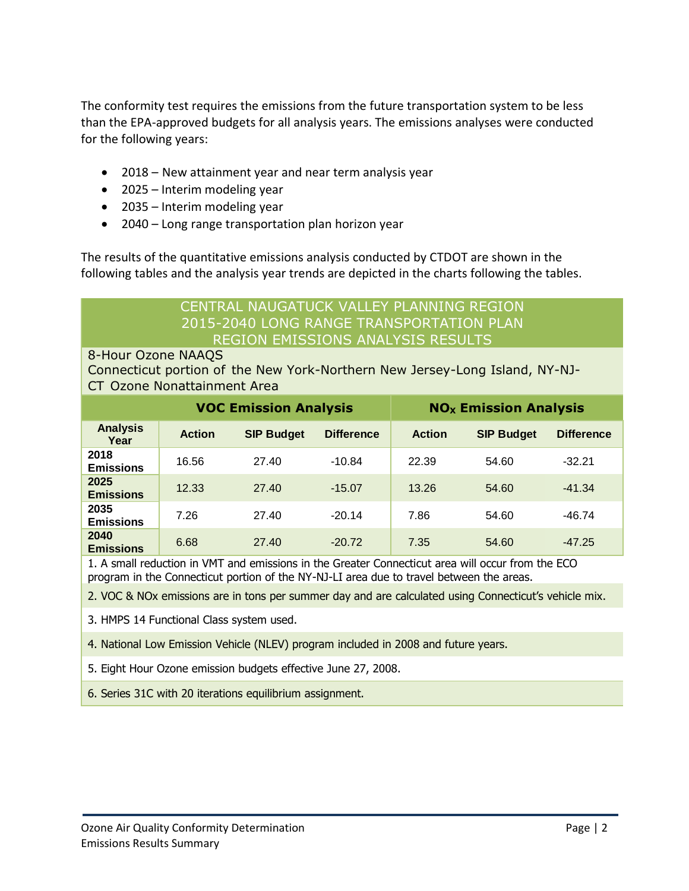The conformity test requires the emissions from the future transportation system to be less than the EPA-approved budgets for all analysis years. The emissions analyses were conducted for the following years:

- 2018 – New attainment year and near term analysis year
- 2025 – Interim modeling year
- 2035 – Interim modeling year
- 2040 – Long range transportation plan horizon year

The results of the quantitative emissions analysis conducted by CTDOT are shown in the following tables and the analysis year trends are depicted in the charts following the tables.

**CENTRAL NAUGATUCK VALLEY PLANNING REGION**
**2015-2040 LONG RANGE TRANSPORTATION PLAN**
**REGION EMISSIONS ANALYSIS RESULTS**

8-Hour Ozone NAAQS
Connecticut portion of the New York-Northern New Jersey-Long Island, NY-NJ-CT Ozone Nonattainment Area

| | VOC Emission Analysis | | | $NO_X$ Emission Analysis | | |
|---|---|---|---|---|---|---|
| **Analysis Year** | **Action** | **SIP Budget** | **Difference** | **Action** | **SIP Budget** | **Difference** |
| **2018 Emissions** | 16.56 | 27.40 | -10.84 | 22.39 | 54.60 | -32.21 |
| **2025 Emissions** | 12.33 | 27.40 | -15.07 | 13.26 | 54.60 | -41.34 |
| **2035 Emissions** | 7.26 | 27.40 | -20.14 | 7.86 | 54.60 | -46.74 |
| **2040 Emissions** | 6.68 | 27.40 | -20.72 | 7.35 | 54.60 | -47.25 |

1. A small reduction in VMT and emissions in the Greater Connecticut area will occur from the ECO program in the Connecticut portion of the NY-NJ-LI area due to travel between the areas.
2. VOC & NOx emissions are in tons per summer day and are calculated using Connecticut's vehicle mix.
3. HMPS 14 Functional Class system used.
4. National Low Emission Vehicle (NLEV) program included in 2008 and future years.
5. Eight Hour Ozone emission budgets effective June 27, 2008.
6. Series 31C with 20 iterations equilibrium assignment.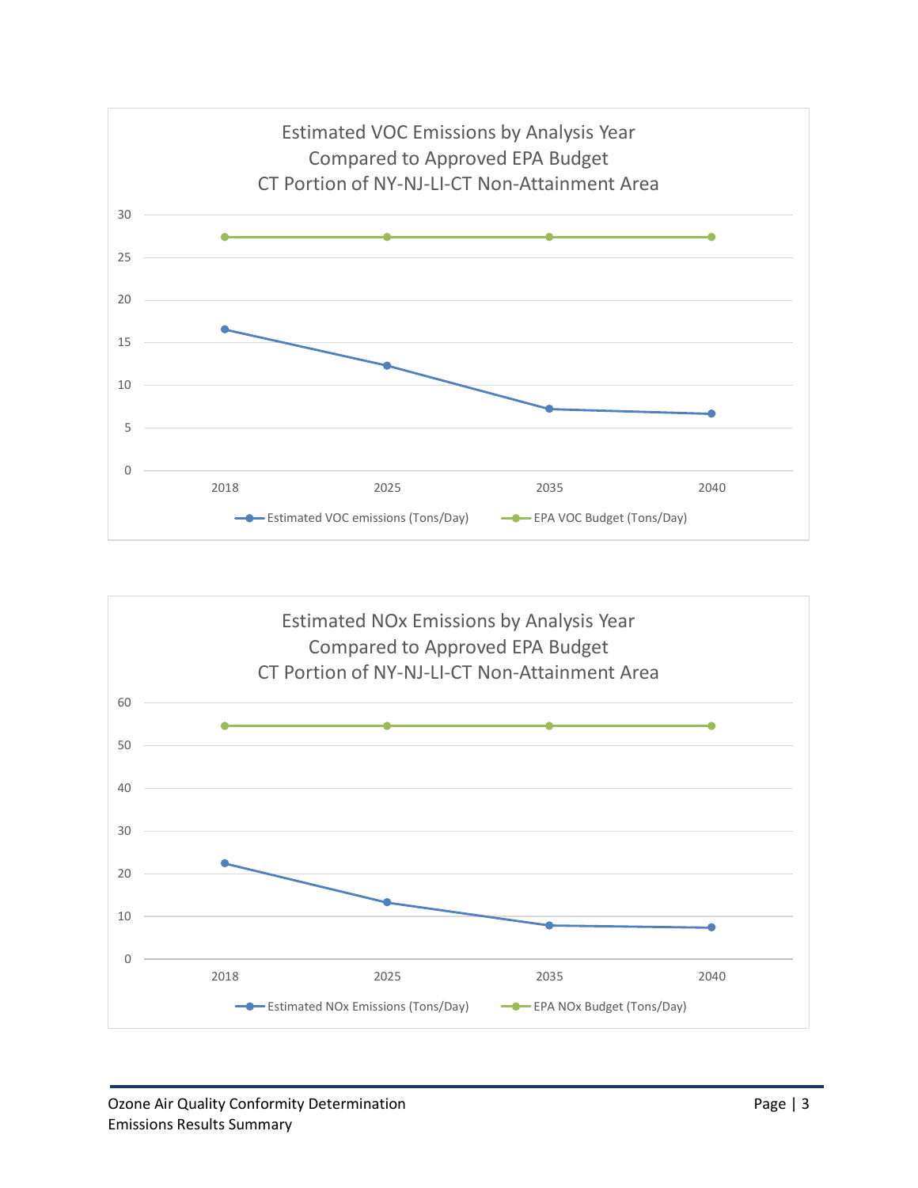Estimated VOC Emissions by Analysis Year
Compared to Approved EPA Budget
CT Portion of NY-NJ-LI-CT Non-Attainment Area

30
25
20
15
10
5
0

2018 2025 2035 2040

Estimated VOC emissions (Tons/Day) EPA VOC Budget (Tons/Day)

Estimated NOx Emissions by Analysis Year
Compared to Approved EPA Budget
CT Portion of NY-NJ-LI-CT Non-Attainment Area

60
50
40
30
20
10
0

2018 2025 2035 2040

Estimated NOx Emissions (Tons/Day) EPA NOx Budget (Tons/Day)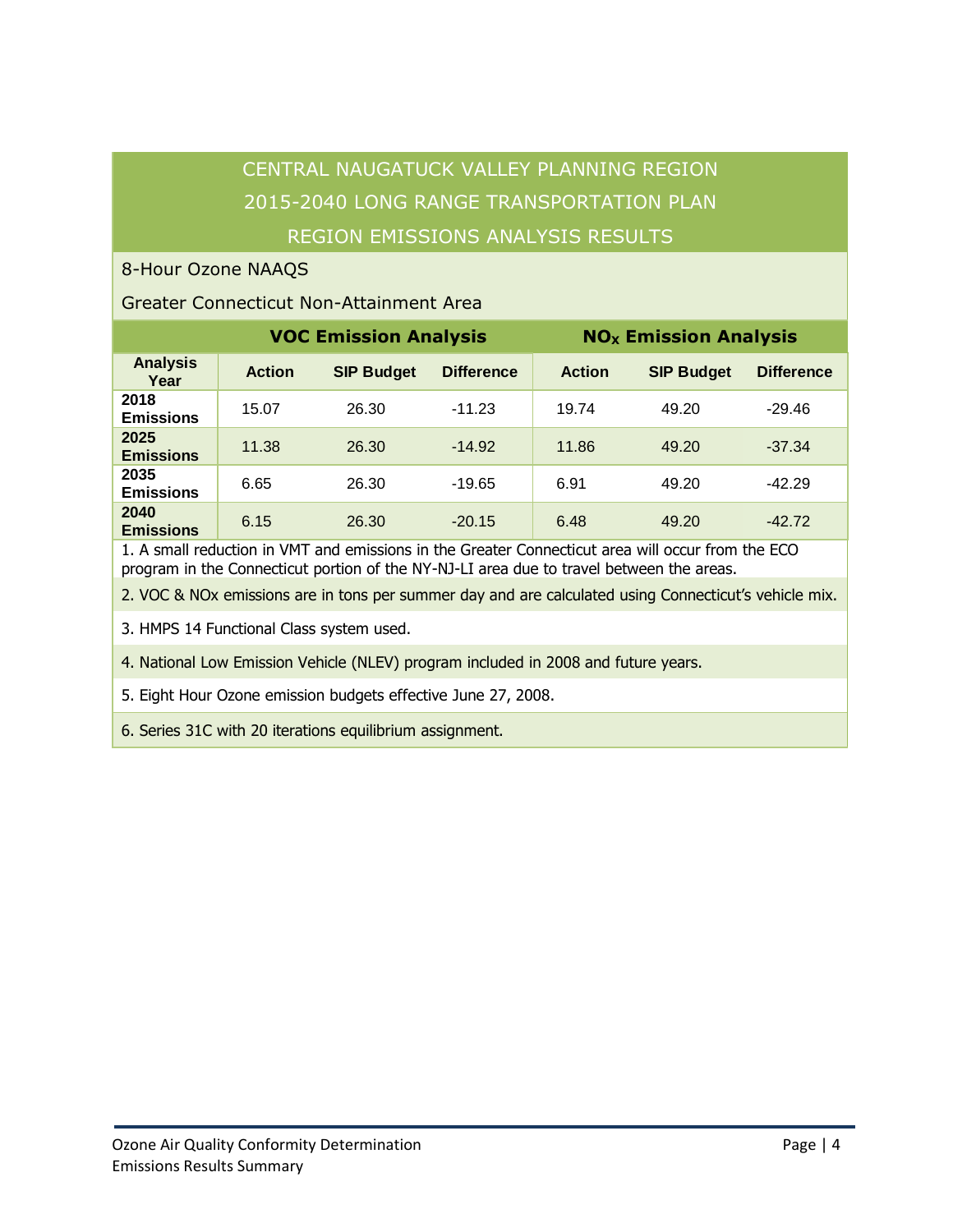# CENTRAL NAUGATUCK VALLEY PLANNING REGION
## 2015-2040 LONG RANGE TRANSPORTATION PLAN
## REGION EMISSIONS ANALYSIS RESULTS

8-Hour Ozone NAAQS

Greater Connecticut Non-Attainment Area

| | VOC Emission Analysis | | | $NO_x$ Emission Analysis | | |
|---|---|---|---|---|---|---|
| **Analysis Year** | **Action** | **SIP Budget** | **Difference** | **Action** | **SIP Budget** | **Difference** |
| **2018 Emissions** | 15.07 | 26.30 | -11.23 | 19.74 | 49.20 | -29.46 |
| **2025 Emissions** | 11.38 | 26.30 | -14.92 | 11.86 | 49.20 | -37.34 |
| **2035 Emissions** | 6.65 | 26.30 | -19.65 | 6.91 | 49.20 | -42.29 |
| **2040 Emissions** | 6.15 | 26.30 | -20.15 | 6.48 | 49.20 | -42.72 |

1. A small reduction in VMT and emissions in the Greater Connecticut area will occur from the ECO program in the Connecticut portion of the NY-NJ-LI area due to travel between the areas.

2. VOC & NOx emissions are in tons per summer day and are calculated using Connecticut's vehicle mix.

3. HMPS 14 Functional Class system used.

4. National Low Emission Vehicle (NLEV) program included in 2008 and future years.

5. Eight Hour Ozone emission budgets effective June 27, 2008.

6. Series 31C with 20 iterations equilibrium assignment.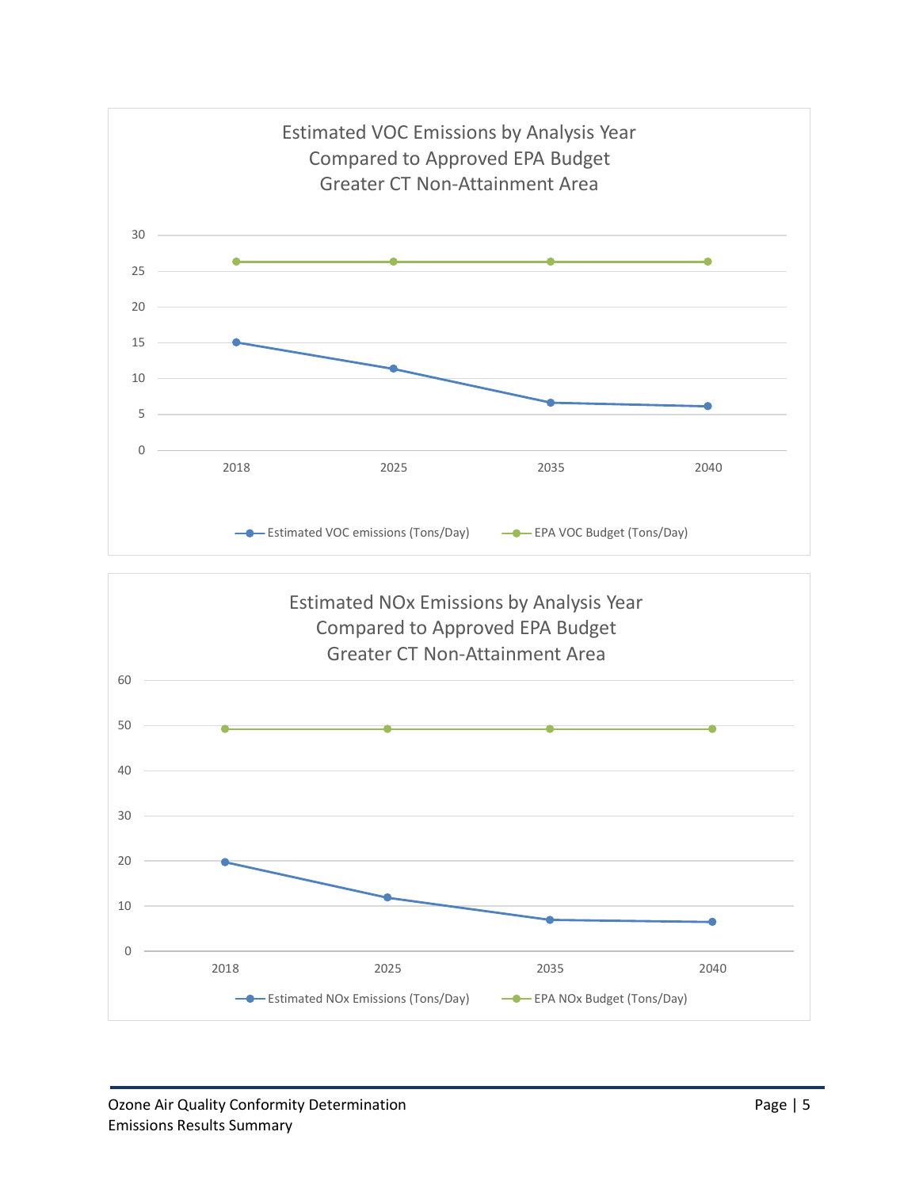Estimated VOC Emissions by Analysis Year
Compared to Approved EPA Budget
Greater CT Non-Attainment Area

30
25
20
15
10
5
0

2018
2025
2035
2040

Estimated VOC emissions (Tons/Day)
EPA VOC Budget (Tons/Day)

Estimated NOx Emissions by Analysis Year
Compared to Approved EPA Budget
Greater CT Non-Attainment Area

60
50
40
30
20
10
0

2018
2025
2035
2040

Estimated NOx Emissions (Tons/Day)
EPA NOx Budget (Tons/Day)